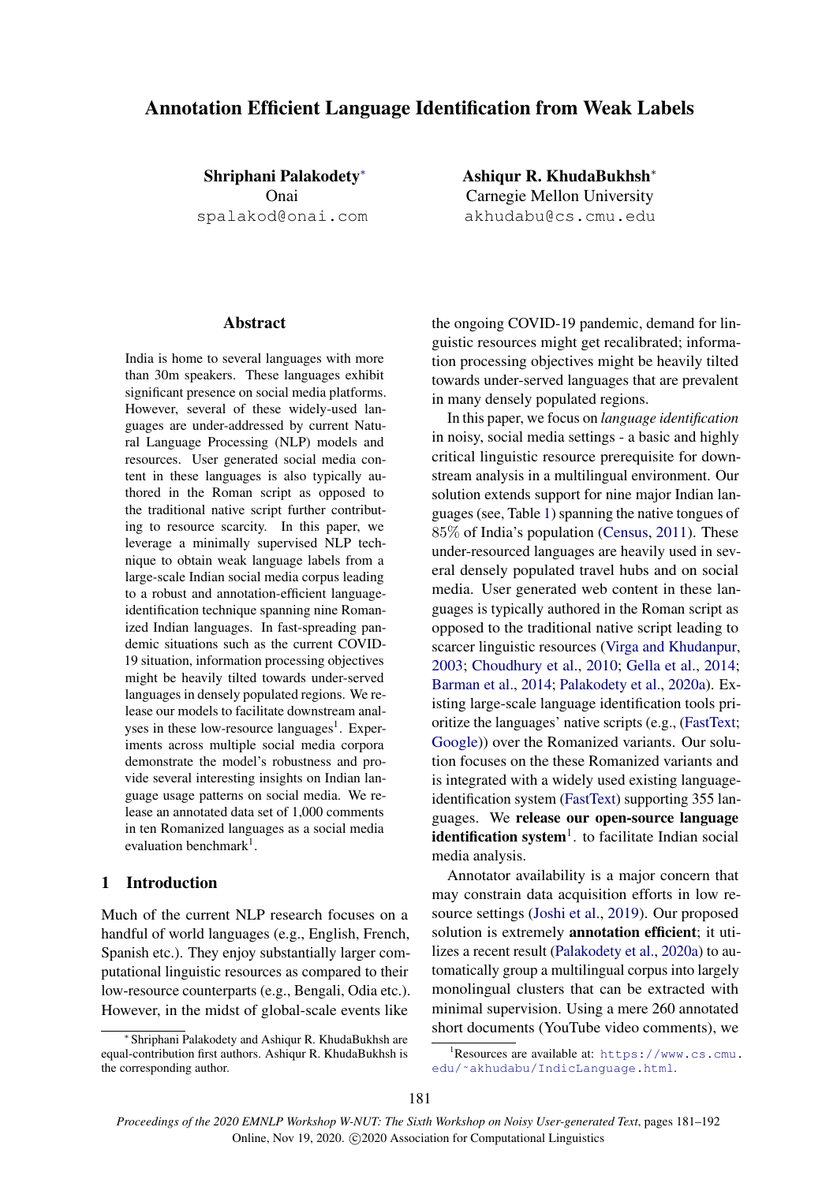# Annotation Efficient Language Identification from Weak Labels

**Shriphani Palakodety***
Onai
spalakod@onai.com

**Ashiqur R. KhudaBukhsh***
Carnegie Mellon University
akhudabu@cs.cmu.edu

## Abstract

India is home to several languages with more than 30m speakers. These languages exhibit significant presence on social media platforms. However, several of these widely-used languages are under-addressed by current Natural Language Processing (NLP) models and resources. User generated social media content in these languages is also typically authored in the Roman script as opposed to the traditional native script further contributing to resource scarcity. In this paper, we leverage a minimally supervised NLP technique to obtain weak language labels from a large-scale Indian social media corpus leading to a robust and annotation-efficient language-identification technique spanning nine Romanized Indian languages. In fast-spreading pandemic situations such as the current COVID-19 situation, information processing objectives might be heavily tilted towards under-served languages in densely populated regions. We release our models to facilitate downstream analyses in these low-resource languages[1]. Experiments across multiple social media corpora demonstrate the model's robustness and provide several interesting insights on Indian language usage patterns on social media. We release an annotated data set of 1,000 comments in ten Romanized languages as a social media evaluation benchmark[1].

## 1 Introduction

Much of the current NLP research focuses on a handful of world languages (e.g., English, French, Spanish etc.). They enjoy substantially larger computational linguistic resources as compared to their low-resource counterparts (e.g., Bengali, Odia etc.). However, in the midst of global-scale events like the ongoing COVID-19 pandemic, demand for linguistic resources might get recalibrated; information processing objectives might be heavily tilted towards under-served languages that are prevalent in many densely populated regions.

In this paper, we focus on *language identification* in noisy, social media settings - a basic and highly critical linguistic resource prerequisite for downstream analysis in a multilingual environment. Our solution extends support for nine major Indian languages (see, Table 1) spanning the native tongues of 85% of India's population (Census, 2011). These under-resourced languages are heavily used in several densely populated travel hubs and on social media. User generated web content in these languages is typically authored in the Roman script as opposed to the traditional native script leading to scarcer linguistic resources (Virga and Khudanpur, 2003; Choudhury et al., 2010; Gella et al., 2014; Barman et al., 2014; Palakodety et al., 2020a). Existing large-scale language identification tools prioritize the languages' native scripts (e.g., (FastText; Google)) over the Romanized variants. Our solution focuses on the these Romanized variants and is integrated with a widely used existing language-identification system (FastText) supporting 355 languages. We **release our open-source language identification system**[1]. to facilitate Indian social media analysis.

Annotator availability is a major concern that may constrain data acquisition efforts in low resource settings (Joshi et al., 2019). Our proposed solution is extremely **annotation efficient**; it utilizes a recent result (Palakodety et al., 2020a) to automatically group a multilingual corpus into largely monolingual clusters that can be extracted with minimal supervision. Using a mere 260 annotated short documents (YouTube video comments), we

---

* Shriphani Palakodety and Ashiqur R. KhudaBukhsh are equal-contribution first authors. Ashiqur R. KhudaBukhsh is the corresponding author.

[1] Resources are available at: https://www.cs.cmu.edu/~akhudabu/IndicLanguage.html.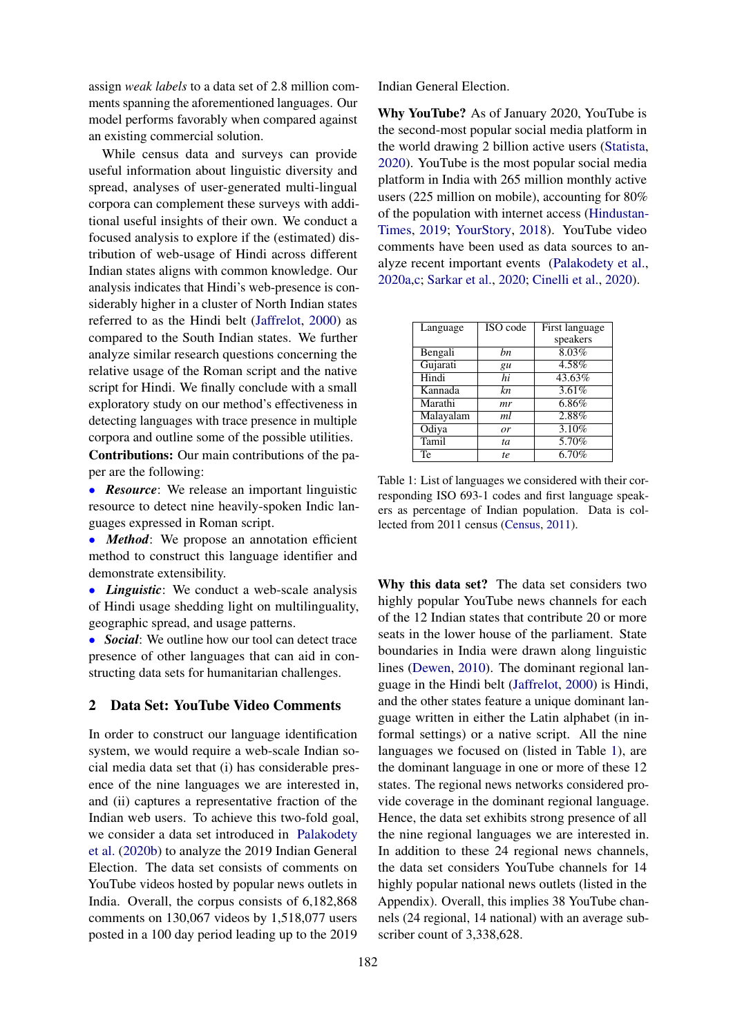assign *weak labels* to a data set of 2.8 million comments spanning the aforementioned languages. Our model performs favorably when compared against an existing commercial solution.

While census data and surveys can provide useful information about linguistic diversity and spread, analyses of user-generated multi-lingual corpora can complement these surveys with additional useful insights of their own. We conduct a focused analysis to explore if the (estimated) distribution of web-usage of Hindi across different Indian states aligns with common knowledge. Our analysis indicates that Hindi's web-presence is considerably higher in a cluster of North Indian states referred to as the Hindi belt (Jaffrelot, 2000) as compared to the South Indian states. We further analyze similar research questions concerning the relative usage of the Roman script and the native script for Hindi. We finally conclude with a small exploratory study on our method's effectiveness in detecting languages with trace presence in multiple corpora and outline some of the possible utilities.

**Contributions:** Our main contributions of the paper are the following:

- ***Resource***: We release an important linguistic resource to detect nine heavily-spoken Indic languages expressed in Roman script.
- ***Method***: We propose an annotation efficient method to construct this language identifier and demonstrate extensibility.
- ***Linguistic***: We conduct a web-scale analysis of Hindi usage shedding light on multilinguality, geographic spread, and usage patterns.
- ***Social***: We outline how our tool can detect trace presence of other languages that can aid in constructing data sets for humanitarian challenges.

## 2 Data Set: YouTube Video Comments

In order to construct our language identification system, we would require a web-scale Indian social media data set that (i) has considerable presence of the nine languages we are interested in, and (ii) captures a representative fraction of the Indian web users. To achieve this two-fold goal, we consider a data set introduced in Palakodety et al. (2020b) to analyze the 2019 Indian General Election. The data set consists of comments on YouTube videos hosted by popular news outlets in India. Overall, the corpus consists of 6,182,868 comments on 130,067 videos by 1,518,077 users posted in a 100 day period leading up to the 2019 Indian General Election.

**Why YouTube?** As of January 2020, YouTube is the second-most popular social media platform in the world drawing 2 billion active users (Statista, 2020). YouTube is the most popular social media platform in India with 265 million monthly active users (225 million on mobile), accounting for 80% of the population with internet access (HindustanTimes, 2019; YourStory, 2018). YouTube video comments have been used as data sources to analyze recent important events (Palakodety et al., 2020a,c; Sarkar et al., 2020; Cinelli et al., 2020).

| Language | ISO code | First language speakers |
|---|---|---|
| Bengali | *bn* | 8.03% |
| Gujarati | *gu* | 4.58% |
| Hindi | *hi* | 43.63% |
| Kannada | *kn* | 3.61% |
| Marathi | *mr* | 6.86% |
| Malayalam | *ml* | 2.88% |
| Odiya | *or* | 3.10% |
| Tamil | *ta* | 5.70% |
| Te | *te* | 6.70% |

Table 1: List of languages we considered with their corresponding ISO 693-1 codes and first language speakers as percentage of Indian population. Data is collected from 2011 census (Census, 2011).

**Why this data set?** The data set considers two highly popular YouTube news channels for each of the 12 Indian states that contribute 20 or more seats in the lower house of the parliament. State boundaries in India were drawn along linguistic lines (Dewen, 2010). The dominant regional language in the Hindi belt (Jaffrelot, 2000) is Hindi, and the other states feature a unique dominant language written in either the Latin alphabet (in informal settings) or a native script. All the nine languages we focused on (listed in Table 1), are the dominant language in one or more of these 12 states. The regional news networks considered provide coverage in the dominant regional language. Hence, the data set exhibits strong presence of all the nine regional languages we are interested in. In addition to these 24 regional news channels, the data set considers YouTube channels for 14 highly popular national news outlets (listed in the Appendix). Overall, this implies 38 YouTube channels (24 regional, 14 national) with an average subscriber count of 3,338,628.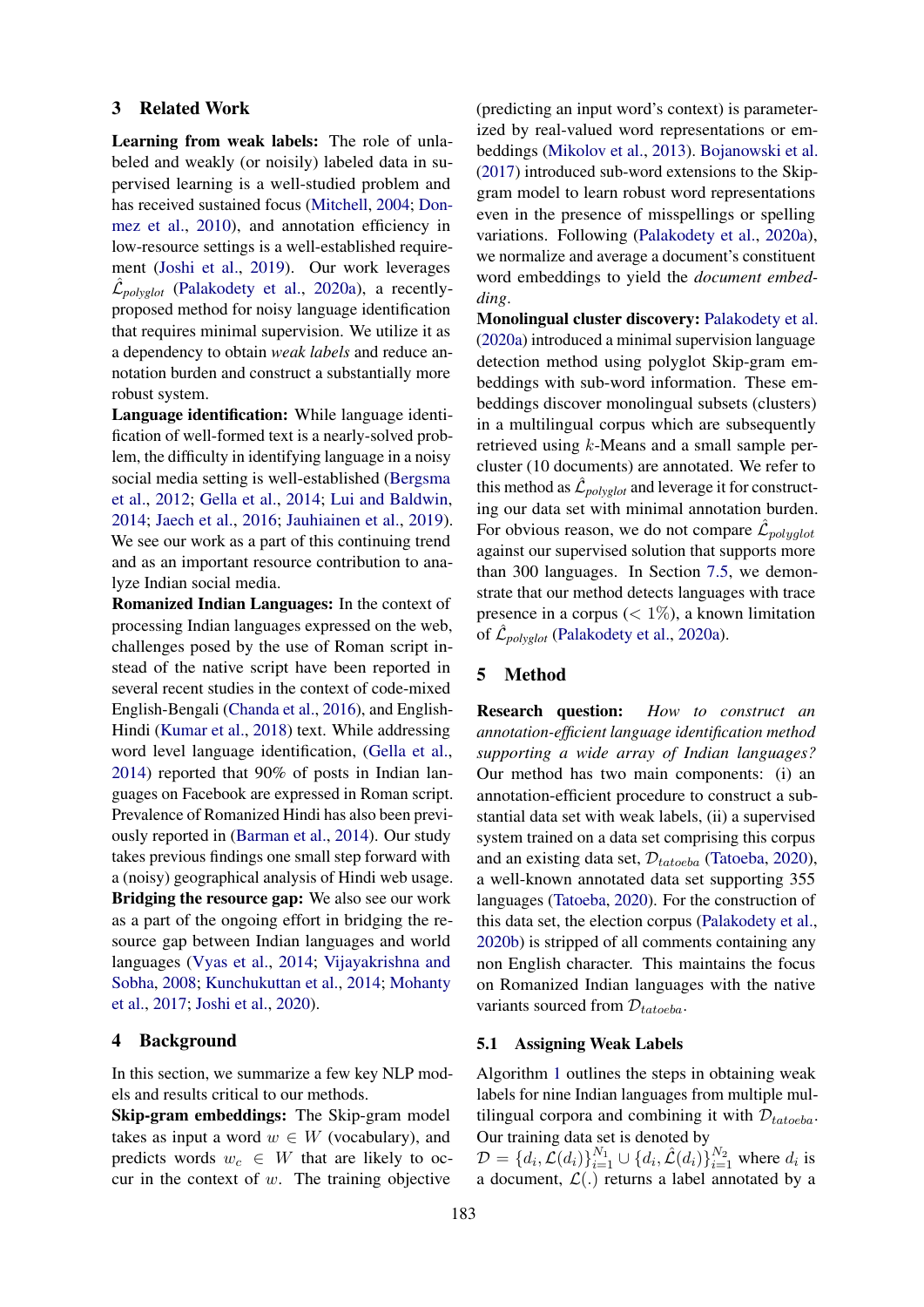## 3 Related Work

**Learning from weak labels:** The role of unlabeled and weakly (or noisily) labeled data in supervised learning is a well-studied problem and has received sustained focus (Mitchell, 2004; Donmez et al., 2010), and annotation efficiency in low-resource settings is a well-established requirement (Joshi et al., 2019). Our work leverages $\hat{\mathcal{L}}_{polyglot}$ (Palakodety et al., 2020a), a recently-proposed method for noisy language identification that requires minimal supervision. We utilize it as a dependency to obtain *weak labels* and reduce annotation burden and construct a substantially more robust system.

**Language identification:** While language identification of well-formed text is a nearly-solved problem, the difficulty in identifying language in a noisy social media setting is well-established (Bergsma et al., 2012; Gella et al., 2014; Lui and Baldwin, 2014; Jaech et al., 2016; Jauhiainen et al., 2019). We see our work as a part of this continuing trend and as an important resource contribution to analyze Indian social media.

**Romanized Indian Languages:** In the context of processing Indian languages expressed on the web, challenges posed by the use of Roman script instead of the native script have been reported in several recent studies in the context of code-mixed English-Bengali (Chanda et al., 2016), and English-Hindi (Kumar et al., 2018) text. While addressing word level language identification, (Gella et al., 2014) reported that 90% of posts in Indian languages on Facebook are expressed in Roman script. Prevalence of Romanized Hindi has also been previously reported in (Barman et al., 2014). Our study takes previous findings one small step forward with a (noisy) geographical analysis of Hindi web usage.

**Bridging the resource gap:** We also see our work as a part of the ongoing effort in bridging the resource gap between Indian languages and world languages (Vyas et al., 2014; Vijayakrishna and Sobha, 2008; Kunchukuttan et al., 2014; Mohanty et al., 2017; Joshi et al., 2020).

## 4 Background

In this section, we summarize a few key NLP models and results critical to our methods.

**Skip-gram embeddings:** The Skip-gram model takes as input a word $w \in W$ (vocabulary), and predicts words $w_c \in W$ that are likely to occur in the context of $w$. The training objective (predicting an input word's context) is parameterized by real-valued word representations or embeddings (Mikolov et al., 2013). Bojanowski et al. (2017) introduced sub-word extensions to the Skip-gram model to learn robust word representations even in the presence of misspellings or spelling variations. Following (Palakodety et al., 2020a), we normalize and average a document's constituent word embeddings to yield the *document embedding*.

**Monolingual cluster discovery:** Palakodety et al. (2020a) introduced a minimal supervision language detection method using polyglot Skip-gram embeddings with sub-word information. These embeddings discover monolingual subsets (clusters) in a multilingual corpus which are subsequently retrieved using $k$-Means and a small sample per-cluster (10 documents) are annotated. We refer to this method as $\hat{\mathcal{L}}_{polyglot}$ and leverage it for constructing our data set with minimal annotation burden. For obvious reason, we do not compare $\hat{\mathcal{L}}_{polyglot}$ against our supervised solution that supports more than 300 languages. In Section 7.5, we demonstrate that our method detects languages with trace presence in a corpus ($< 1\%$), a known limitation of $\hat{\mathcal{L}}_{polyglot}$ (Palakodety et al., 2020a).

## 5 Method

**Research question:** *How to construct an annotation-efficient language identification method supporting a wide array of Indian languages?* Our method has two main components: (i) an annotation-efficient procedure to construct a substantial data set with weak labels, (ii) a supervised system trained on a data set comprising this corpus and an existing data set, $\mathcal{D}_{tatoeba}$ (Tatoeba, 2020), a well-known annotated data set supporting 355 languages (Tatoeba, 2020). For the construction of this data set, the election corpus (Palakodety et al., 2020b) is stripped of all comments containing any non English character. This maintains the focus on Romanized Indian languages with the native variants sourced from $\mathcal{D}_{tatoeba}$.

### 5.1 Assigning Weak Labels

Algorithm 1 outlines the steps in obtaining weak labels for nine Indian languages from multiple multilingual corpora and combining it with $\mathcal{D}_{tatoeba}$. Our training data set is denoted by $\mathcal{D} = \{d_i, \mathcal{L}(d_i)\}_{i=1}^{N_1} \cup \{d_i, \hat{\mathcal{L}}(d_i)\}_{i=1}^{N_2}$ where $d_i$ is a document, $\mathcal{L}(.)$ returns a label annotated by a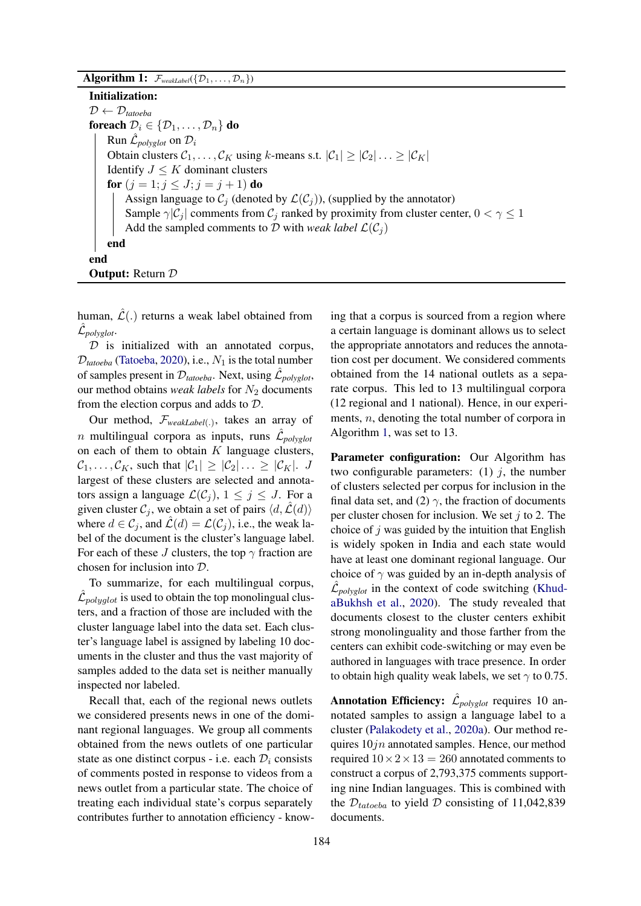**Algorithm 1:** $\mathcal{F}_{weakLabel}(\{\mathcal{D}_1, \ldots, \mathcal{D}_n\})$

```
Initialization:
D ← D_tatoeba
foreach D_i ∈ {D_1, ..., D_n} do
    Run L̂_polyglot on D_i
    Obtain clusters C_1, ..., C_K using k-means s.t. |C_1| ≥ |C_2| ... ≥ |C_K|
    Identify J ≤ K dominant clusters
    for (j = 1; j ≤ J; j = j + 1) do
        Assign language to C_j (denoted by L(C_j)), (supplied by the annotator)
        Sample γ|C_j| comments from C_j ranked by proximity from cluster center, 0 < γ ≤ 1
        Add the sampled comments to D with weak label L(C_j)
    end
end
Output: Return D
```

human, $\hat{\mathcal{L}}(.)$ returns a weak label obtained from $\hat{\mathcal{L}}_{polyglot}$.

$\mathcal{D}$ is initialized with an annotated corpus, $\mathcal{D}_{tatoeba}$ (Tatoeba, 2020), i.e., $N_1$ is the total number of samples present in $\mathcal{D}_{tatoeba}$. Next, using $\hat{\mathcal{L}}_{polyglot}$, our method obtains *weak labels* for $N_2$ documents from the election corpus and adds to $\mathcal{D}$.

Our method, $\mathcal{F}_{weakLabel(.)}$, takes an array of $n$ multilingual corpora as inputs, runs $\hat{\mathcal{L}}_{polyglot}$ on each of them to obtain $K$ language clusters, $\mathcal{C}_1, \ldots, \mathcal{C}_K$, such that $|\mathcal{C}_1| \geq |\mathcal{C}_2| \ldots \geq |\mathcal{C}_K|$. $J$ largest of these clusters are selected and annotators assign a language $\mathcal{L}(\mathcal{C}_j)$, $1 \leq j \leq J$. For a given cluster $\mathcal{C}_j$, we obtain a set of pairs $\langle d, \hat{\mathcal{L}}(d) \rangle$ where $d \in \mathcal{C}_j$, and $\hat{\mathcal{L}}(d) = \mathcal{L}(\mathcal{C}_j)$, i.e., the weak label of the document is the cluster's language label. For each of these $J$ clusters, the top $\gamma$ fraction are chosen for inclusion into $\mathcal{D}$.

To summarize, for each multilingual corpus, $\hat{\mathcal{L}}_{polyglot}$ is used to obtain the top monolingual clusters, and a fraction of those are included with the cluster language label into the data set. Each cluster's language label is assigned by labeling 10 documents in the cluster and thus the vast majority of samples added to the data set is neither manually inspected nor labeled.

Recall that, each of the regional news outlets we considered presents news in one of the dominant regional languages. We group all comments obtained from the news outlets of one particular state as one distinct corpus - i.e. each $\mathcal{D}_i$ consists of comments posted in response to videos from a news outlet from a particular state. The choice of treating each individual state's corpus separately contributes further to annotation efficiency - knowing that a corpus is sourced from a region where a certain language is dominant allows us to select the appropriate annotators and reduces the annotation cost per document. We considered comments obtained from the 14 national outlets as a separate corpus. This led to 13 multilingual corpora (12 regional and 1 national). Hence, in our experiments, $n$, denoting the total number of corpora in Algorithm 1, was set to 13.

**Parameter configuration:** Our Algorithm has two configurable parameters: (1) $j$, the number of clusters selected per corpus for inclusion in the final data set, and (2) $\gamma$, the fraction of documents per cluster chosen for inclusion. We set $j$ to 2. The choice of $j$ was guided by the intuition that English is widely spoken in India and each state would have at least one dominant regional language. Our choice of $\gamma$ was guided by an in-depth analysis of $\hat{\mathcal{L}}_{polyglot}$ in the context of code switching (KhudaBukhsh et al., 2020). The study revealed that documents closest to the cluster centers exhibit strong monolinguality and those farther from the centers can exhibit code-switching or may even be authored in languages with trace presence. In order to obtain high quality weak labels, we set $\gamma$ to 0.75.

**Annotation Efficiency:** $\hat{\mathcal{L}}_{polyglot}$ requires 10 annotated samples to assign a language label to a cluster (Palakodety et al., 2020a). Our method requires $10jn$ annotated samples. Hence, our method required $10 \times 2 \times 13 = 260$ annotated comments to construct a corpus of 2,793,375 comments supporting nine Indian languages. This is combined with the $\mathcal{D}_{tatoeba}$ to yield $\mathcal{D}$ consisting of 11,042,839 documents.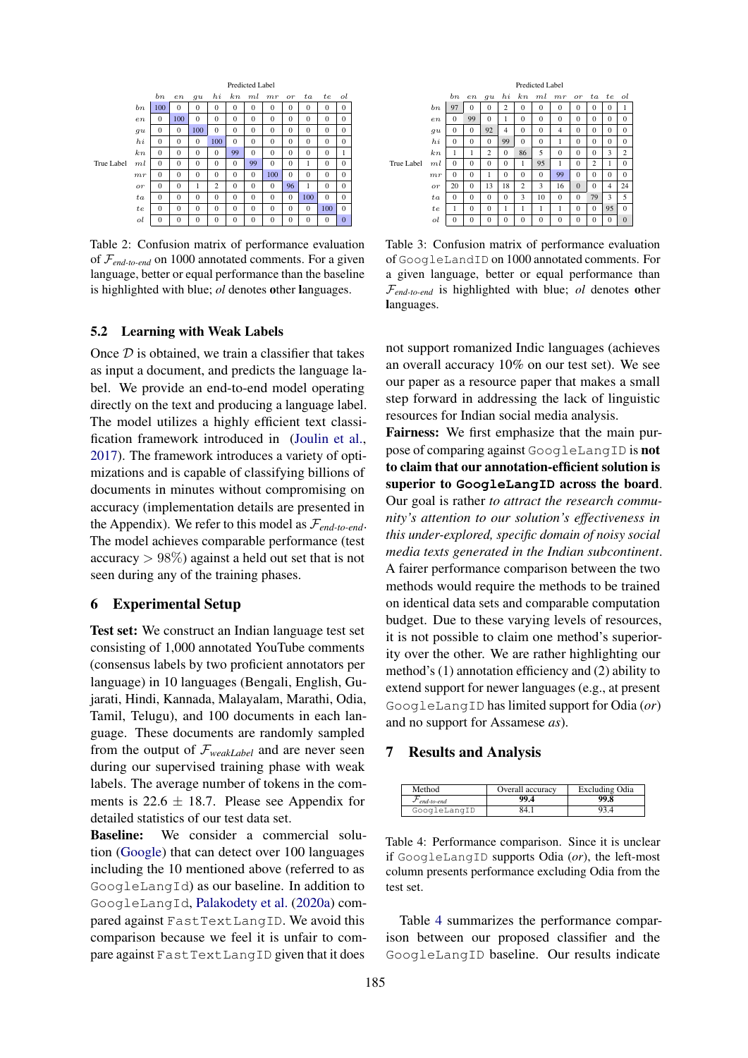| | *bn* | *en* | *gu* | *hi* | *kn* | *ml* | *mr* | *or* | *ta* | *te* | *ol* |
|---|---|---|---|---|---|---|---|---|---|---|---|
| *bn* | 100 | 0 | 0 | 0 | 0 | 0 | 0 | 0 | 0 | 0 | 0 |
| *en* | 0 | 100 | 0 | 0 | 0 | 0 | 0 | 0 | 0 | 0 | 0 |
| *gu* | 0 | 0 | 100 | 0 | 0 | 0 | 0 | 0 | 0 | 0 | 0 |
| *hi* | 0 | 0 | 0 | 100 | 0 | 0 | 0 | 0 | 0 | 0 | 0 |
| *kn* | 0 | 0 | 0 | 0 | 99 | 0 | 0 | 0 | 0 | 0 | 1 |
| *ml* | 0 | 0 | 0 | 0 | 0 | 99 | 0 | 0 | 1 | 0 | 0 |
| *mr* | 0 | 0 | 0 | 0 | 0 | 0 | 100 | 0 | 0 | 0 | 0 |
| *or* | 0 | 0 | 1 | 2 | 0 | 0 | 0 | 96 | 1 | 0 | 0 |
| *ta* | 0 | 0 | 0 | 0 | 0 | 0 | 0 | 0 | 100 | 0 | 0 |
| *te* | 0 | 0 | 0 | 0 | 0 | 0 | 0 | 0 | 0 | 100 | 0 |
| *ol* | 0 | 0 | 0 | 0 | 0 | 0 | 0 | 0 | 0 | 0 | 0 |

Table 2: Confusion matrix of performance evaluation of $\mathcal{F}_{\textit{end-to-end}}$ on 1000 annotated comments. For a given language, better or equal performance than the baseline is highlighted with blue; *ol* denotes **o**ther **l**anguages.

| | *bn* | *en* | *gu* | *hi* | *kn* | *ml* | *mr* | *or* | *ta* | *te* | *ol* |
|---|---|---|---|---|---|---|---|---|---|---|---|
| *bn* | 97 | 0 | 0 | 2 | 0 | 0 | 0 | 0 | 0 | 0 | 1 |
| *en* | 0 | 99 | 0 | 1 | 0 | 0 | 0 | 0 | 0 | 0 | 0 |
| *gu* | 0 | 0 | 92 | 4 | 0 | 0 | 4 | 0 | 0 | 0 | 0 |
| *hi* | 0 | 0 | 0 | 99 | 0 | 0 | 1 | 0 | 0 | 0 | 0 |
| *kn* | 1 | 1 | 2 | 0 | 86 | 5 | 0 | 0 | 0 | 3 | 2 |
| *ml* | 0 | 0 | 0 | 0 | 1 | 95 | 1 | 0 | 2 | 1 | 0 |
| *mr* | 0 | 0 | 1 | 0 | 0 | 0 | 99 | 0 | 0 | 0 | 0 |
| *or* | 20 | 0 | 13 | 18 | 2 | 3 | 16 | 0 | 0 | 4 | 24 |
| *ta* | 0 | 0 | 0 | 0 | 3 | 10 | 0 | 0 | 79 | 3 | 5 |
| *te* | 1 | 0 | 0 | 1 | 1 | 1 | 1 | 0 | 0 | 95 | 0 |
| *ol* | 0 | 0 | 0 | 0 | 0 | 0 | 0 | 0 | 0 | 0 | 0 |

Table 3: Confusion matrix of performance evaluation of `GoogleLandID` on 1000 annotated comments. For a given language, better or equal performance than $\mathcal{F}_{\textit{end-to-end}}$ is highlighted with blue; *ol* denotes **o**ther **l**anguages.

### 5.2 Learning with Weak Labels

Once $\mathcal{D}$ is obtained, we train a classifier that takes as input a document, and predicts the language label. We provide an end-to-end model operating directly on the text and producing a language label. The model utilizes a highly efficient text classification framework introduced in (Joulin et al., 2017). The framework introduces a variety of optimizations and is capable of classifying billions of documents in minutes without compromising on accuracy (implementation details are presented in the Appendix). We refer to this model as $\mathcal{F}_{\textit{end-to-end}}$. The model achieves comparable performance (test accuracy $> 98\%$) against a held out set that is not seen during any of the training phases.

## 6 Experimental Setup

**Test set:** We construct an Indian language test set consisting of 1,000 annotated YouTube comments (consensus labels by two proficient annotators per language) in 10 languages (Bengali, English, Gujarati, Hindi, Kannada, Malayalam, Marathi, Odia, Tamil, Telugu), and 100 documents in each language. These documents are randomly sampled from the output of $\mathcal{F}_{\textit{weakLabel}}$ and are never seen during our supervised training phase with weak labels. The average number of tokens in the comments is $22.6 \pm 18.7$. Please see Appendix for detailed statistics of our test data set.

**Baseline:** We consider a commercial solution (Google) that can detect over 100 languages including the 10 mentioned above (referred to as `GoogleLangId`) as our baseline. In addition to `GoogleLangId`, Palakodety et al. (2020a) compared against `FastTextLangID`. We avoid this comparison because we feel it is unfair to compare against `FastTextLangID` given that it does not support romanized Indic languages (achieves an overall accuracy 10% on our test set). We see our paper as a resource paper that makes a small step forward in addressing the lack of linguistic resources for Indian social media analysis.

**Fairness:** We first emphasize that the main purpose of comparing against `GoogleLangID` is **not to claim that our annotation-efficient solution is superior to `GoogleLangID` across the board**. Our goal is rather *to attract the research community's attention to our solution's effectiveness in this under-explored, specific domain of noisy social media texts generated in the Indian subcontinent*. A fairer performance comparison between the two methods would require the methods to be trained on identical data sets and comparable computation budget. Due to these varying levels of resources, it is not possible to claim one method's superiority over the other. We are rather highlighting our method's (1) annotation efficiency and (2) ability to extend support for newer languages (e.g., at present `GoogleLangID` has limited support for Odia (*or*) and no support for Assamese *as*).

## 7 Results and Analysis

| Method | Overall accuracy | Excluding Odia |
|---|---|---|
| $\mathcal{F}_{\textit{end-to-end}}$ | **99.4** | **99.8** |
| `GoogleLangID` | 84.1 | 93.4 |

Table 4: Performance comparison. Since it is unclear if `GoogleLangID` supports Odia (*or*), the left-most column presents performance excluding Odia from the test set.

Table 4 summarizes the performance comparison between our proposed classifier and the `GoogleLangID` baseline. Our results indicate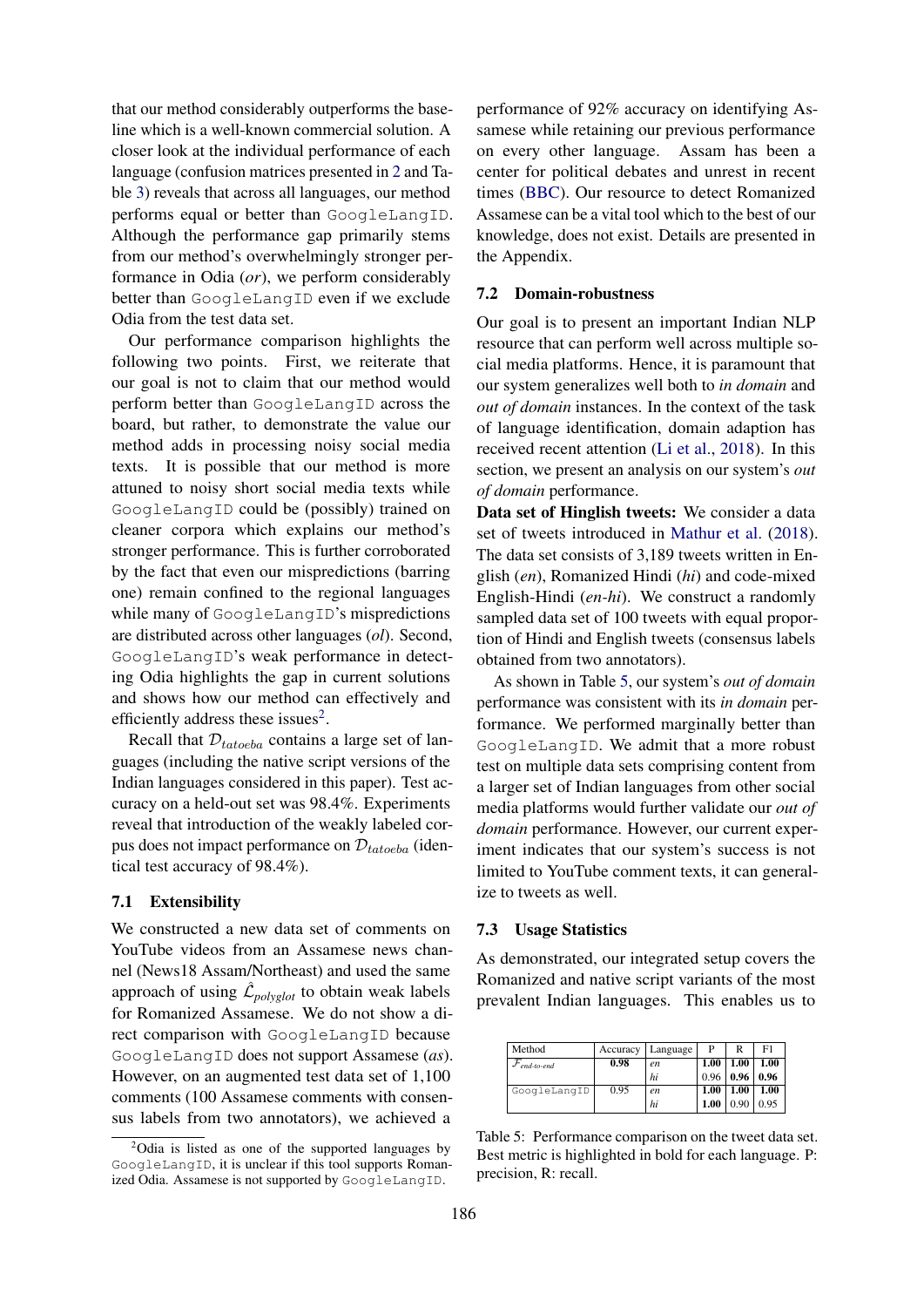that our method considerably outperforms the baseline which is a well-known commercial solution. A closer look at the individual performance of each language (confusion matrices presented in 2 and Table 3) reveals that across all languages, our method performs equal or better than `GoogleLangID`. Although the performance gap primarily stems from our method's overwhelmingly stronger performance in Odia (*or*), we perform considerably better than `GoogleLangID` even if we exclude Odia from the test data set.

Our performance comparison highlights the following two points. First, we reiterate that our goal is not to claim that our method would perform better than `GoogleLangID` across the board, but rather, to demonstrate the value our method adds in processing noisy social media texts. It is possible that our method is more attuned to noisy short social media texts while `GoogleLangID` could be (possibly) trained on cleaner corpora which explains our method's stronger performance. This is further corroborated by the fact that even our mispredictions (barring one) remain confined to the regional languages while many of `GoogleLangID`'s mispredictions are distributed across other languages (*ol*). Second, `GoogleLangID`'s weak performance in detecting Odia highlights the gap in current solutions and shows how our method can effectively and efficiently address these issues[2].

Recall that $\mathcal{D}_{tatoeba}$ contains a large set of languages (including the native script versions of the Indian languages considered in this paper). Test accuracy on a held-out set was 98.4%. Experiments reveal that introduction of the weakly labeled corpus does not impact performance on $\mathcal{D}_{tatoeba}$ (identical test accuracy of 98.4%).

### 7.1 Extensibility

We constructed a new data set of comments on YouTube videos from an Assamese news channel (News18 Assam/Northeast) and used the same approach of using $\hat{\mathcal{L}}_{polyglot}$ to obtain weak labels for Romanized Assamese. We do not show a direct comparison with `GoogleLangID` because `GoogleLangID` does not support Assamese (*as*). However, on an augmented test data set of 1,100 comments (100 Assamese comments with consensus labels from two annotators), we achieved a performance of 92% accuracy on identifying Assamese while retaining our previous performance on every other language. Assam has been a center for political debates and unrest in recent times (BBC). Our resource to detect Romanized Assamese can be a vital tool which to the best of our knowledge, does not exist. Details are presented in the Appendix.

### 7.2 Domain-robustness

Our goal is to present an important Indian NLP resource that can perform well across multiple social media platforms. Hence, it is paramount that our system generalizes well both to *in domain* and *out of domain* instances. In the context of the task of language identification, domain adaption has received recent attention (Li et al., 2018). In this section, we present an analysis on our system's *out of domain* performance.

**Data set of Hinglish tweets:** We consider a data set of tweets introduced in Mathur et al. (2018). The data set consists of 3,189 tweets written in English (*en*), Romanized Hindi (*hi*) and code-mixed English-Hindi (*en-hi*). We construct a randomly sampled data set of 100 tweets with equal proportion of Hindi and English tweets (consensus labels obtained from two annotators).

As shown in Table 5, our system's *out of domain* performance was consistent with its *in domain* performance. We performed marginally better than `GoogleLangID`. We admit that a more robust test on multiple data sets comprising content from a larger set of Indian languages from other social media platforms would further validate our *out of domain* performance. However, our current experiment indicates that our system's success is not limited to YouTube comment texts, it can generalize to tweets as well.

### 7.3 Usage Statistics

As demonstrated, our integrated setup covers the Romanized and native script variants of the most prevalent Indian languages. This enables us to

| Method | Accuracy | Language | P | R | F1 |
|---|---|---|---|---|---|
| $\mathcal{F}_{end\text{-}to\text{-}end}$ | **0.98** | *en* | **1.00** | **1.00** | **1.00** |
| | | *hi* | 0.96 | **0.96** | **0.96** |
| `GoogleLangID` | 0.95 | *en* | **1.00** | **1.00** | **1.00** |
| | | *hi* | **1.00** | 0.90 | 0.95 |

Table 5: Performance comparison on the tweet data set. Best metric is highlighted in bold for each language. P: precision, R: recall.

[2] Odia is listed as one of the supported languages by `GoogleLangID`, it is unclear if this tool supports Romanized Odia. Assamese is not supported by `GoogleLangID`.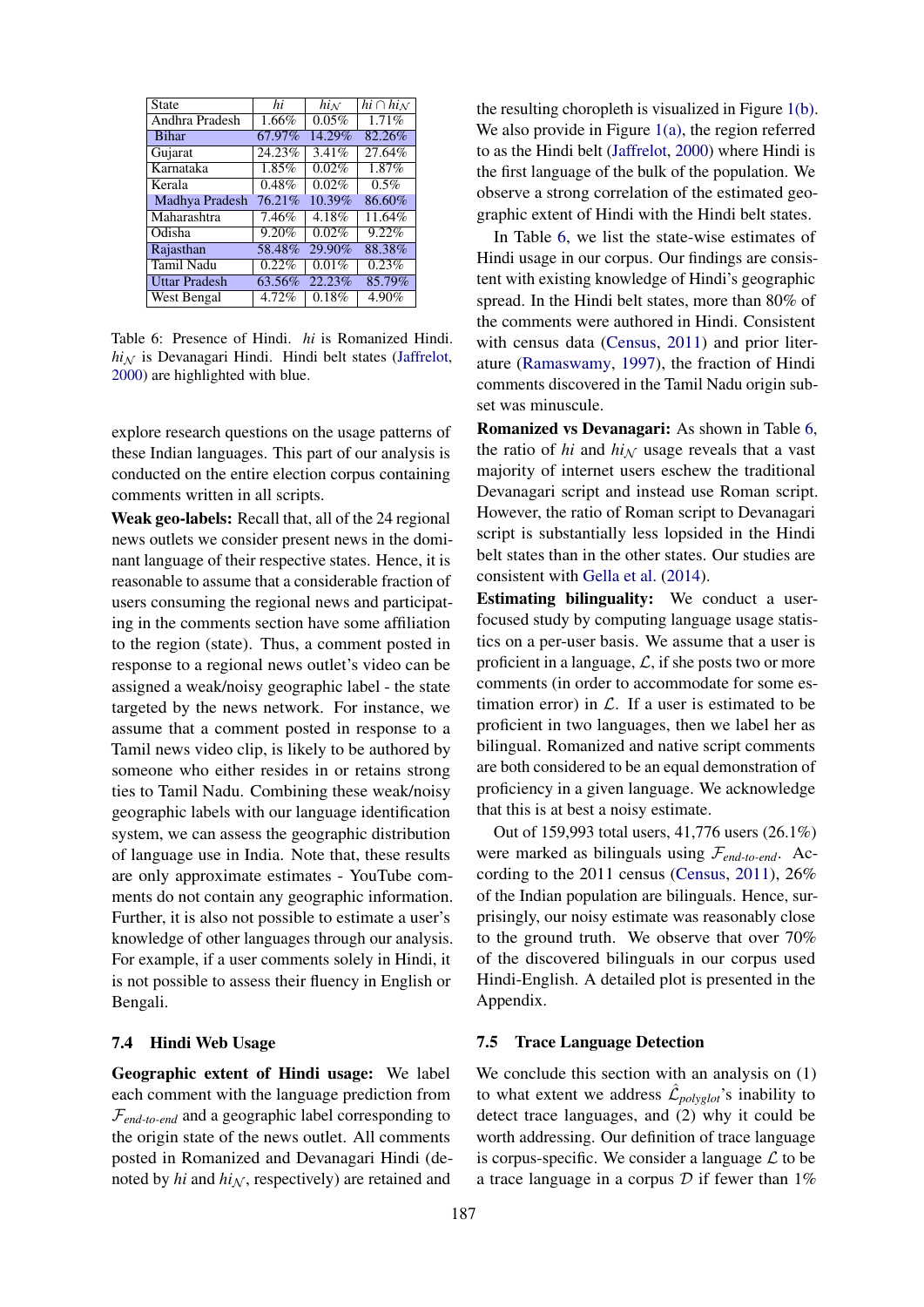| State | *hi* | $hi_{\mathcal{N}}$ | $hi \cap hi_{\mathcal{N}}$ |
|---|---|---|---|
| Andhra Pradesh | 1.66% | 0.05% | 1.71% |
| Bihar | 67.97% | 14.29% | 82.26% |
| Gujarat | 24.23% | 3.41% | 27.64% |
| Karnataka | 1.85% | 0.02% | 1.87% |
| Kerala | 0.48% | 0.02% | 0.5% |
| Madhya Pradesh | 76.21% | 10.39% | 86.60% |
| Maharashtra | 7.46% | 4.18% | 11.64% |
| Odisha | 9.20% | 0.02% | 9.22% |
| Rajasthan | 58.48% | 29.90% | 88.38% |
| Tamil Nadu | 0.22% | 0.01% | 0.23% |
| Uttar Pradesh | 63.56% | 22.23% | 85.79% |
| West Bengal | 4.72% | 0.18% | 4.90% |

Table 6: Presence of Hindi. *hi* is Romanized Hindi. $hi_{\mathcal{N}}$ is Devanagari Hindi. Hindi belt states (Jaffrelot, 2000) are highlighted with blue.

explore research questions on the usage patterns of these Indian languages. This part of our analysis is conducted on the entire election corpus containing comments written in all scripts.

**Weak geo-labels:** Recall that, all of the 24 regional news outlets we consider present news in the dominant language of their respective states. Hence, it is reasonable to assume that a considerable fraction of users consuming the regional news and participating in the comments section have some affiliation to the region (state). Thus, a comment posted in response to a regional news outlet's video can be assigned a weak/noisy geographic label - the state targeted by the news network. For instance, we assume that a comment posted in response to a Tamil news video clip, is likely to be authored by someone who either resides in or retains strong ties to Tamil Nadu. Combining these weak/noisy geographic labels with our language identification system, we can assess the geographic distribution of language use in India. Note that, these results are only approximate estimates - YouTube comments do not contain any geographic information. Further, it is also not possible to estimate a user's knowledge of other languages through our analysis. For example, if a user comments solely in Hindi, it is not possible to assess their fluency in English or Bengali.

### 7.4 Hindi Web Usage

**Geographic extent of Hindi usage:** We label each comment with the language prediction from $\mathcal{F}_{end\text{-}to\text{-}end}$ and a geographic label corresponding to the origin state of the news outlet. All comments posted in Romanized and Devanagari Hindi (denoted by *hi* and $hi_{\mathcal{N}}$, respectively) are retained and the resulting choropleth is visualized in Figure 1(b). We also provide in Figure 1(a), the region referred to as the Hindi belt (Jaffrelot, 2000) where Hindi is the first language of the bulk of the population. We observe a strong correlation of the estimated geographic extent of Hindi with the Hindi belt states.

In Table 6, we list the state-wise estimates of Hindi usage in our corpus. Our findings are consistent with existing knowledge of Hindi's geographic spread. In the Hindi belt states, more than 80% of the comments were authored in Hindi. Consistent with census data (Census, 2011) and prior literature (Ramaswamy, 1997), the fraction of Hindi comments discovered in the Tamil Nadu origin subset was minuscule.

**Romanized vs Devanagari:** As shown in Table 6, the ratio of *hi* and $hi_{\mathcal{N}}$ usage reveals that a vast majority of internet users eschew the traditional Devanagari script and instead use Roman script. However, the ratio of Roman script to Devanagari script is substantially less lopsided in the Hindi belt states than in the other states. Our studies are consistent with Gella et al. (2014).

**Estimating bilinguality:** We conduct a user-focused study by computing language usage statistics on a per-user basis. We assume that a user is proficient in a language, $\mathcal{L}$, if she posts two or more comments (in order to accommodate for some estimation error) in $\mathcal{L}$. If a user is estimated to be proficient in two languages, then we label her as bilingual. Romanized and native script comments are both considered to be an equal demonstration of proficiency in a given language. We acknowledge that this is at best a noisy estimate.

Out of 159,993 total users, 41,776 users (26.1%) were marked as bilinguals using $\mathcal{F}_{end\text{-}to\text{-}end}$. According to the 2011 census (Census, 2011), 26% of the Indian population are bilinguals. Hence, surprisingly, our noisy estimate was reasonably close to the ground truth. We observe that over 70% of the discovered bilinguals in our corpus used Hindi-English. A detailed plot is presented in the Appendix.

### 7.5 Trace Language Detection

We conclude this section with an analysis on (1) to what extent we address $\hat{\mathcal{L}}_{polyglot}$'s inability to detect trace languages, and (2) why it could be worth addressing. Our definition of trace language is corpus-specific. We consider a language $\mathcal{L}$ to be a trace language in a corpus $\mathcal{D}$ if fewer than 1%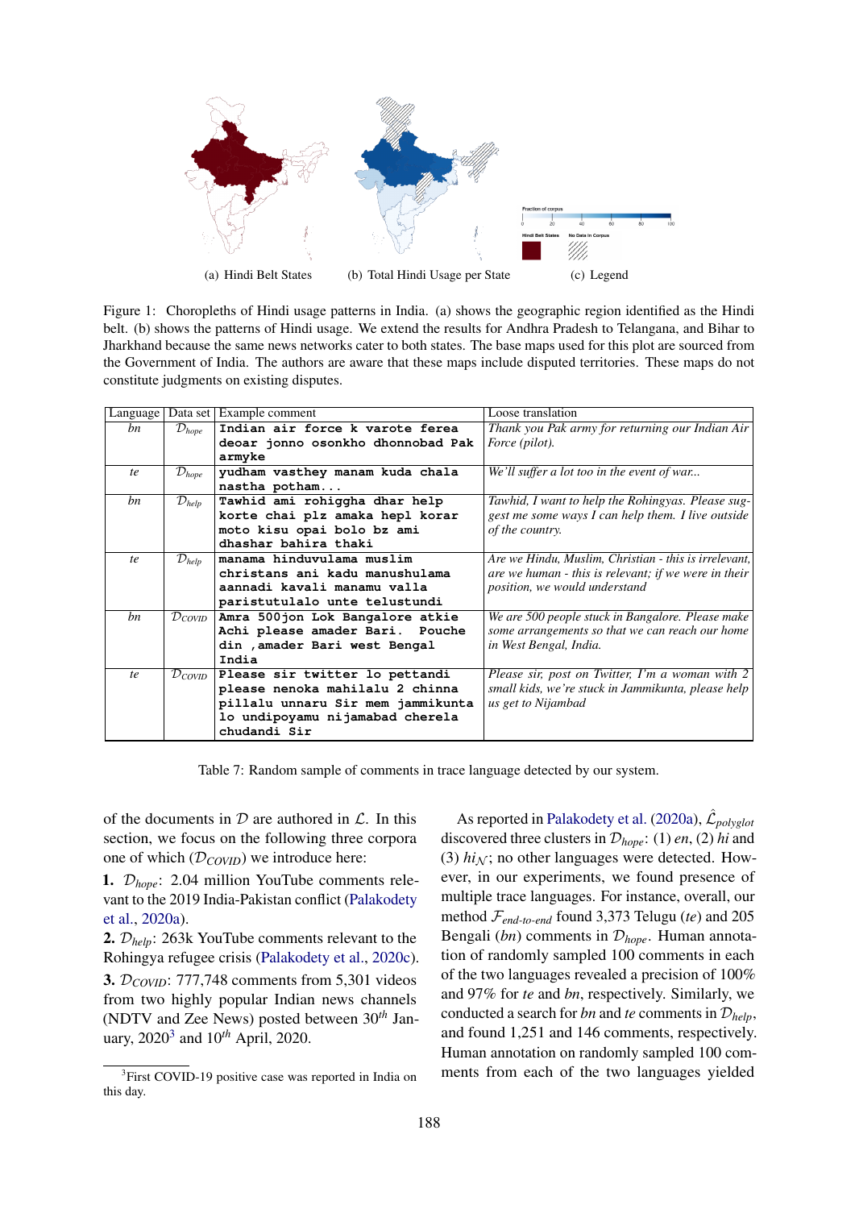(a) Hindi Belt States (b) Total Hindi Usage per State (c) Legend

Figure 1: Choropleths of Hindi usage patterns in India. (a) shows the geographic region identified as the Hindi belt. (b) shows the patterns of Hindi usage. We extend the results for Andhra Pradesh to Telangana, and Bihar to Jharkhand because the same news networks cater to both states. The base maps used for this plot are sourced from the Government of India. The authors are aware that these maps include disputed territories. These maps do not constitute judgments on existing disputes.

| Language | Data set | Example comment | Loose translation |
|---|---|---|---|
| *bn* | $\mathcal{D}_{hope}$ | `Indian air force k varote ferea deoar jonno osonkho dhonnobad Pak armyke` | *Thank you Pak army for returning our Indian Air Force (pilot).* |
| *te* | $\mathcal{D}_{hope}$ | `yudham vasthey manam kuda chala nastha potham...` | *We'll suffer a lot too in the event of war...* |
| *bn* | $\mathcal{D}_{help}$ | `Tawhid ami rohiggha dhar help korte chai plz amaka hepl korar moto kisu opai bolo bz ami dhashar bahira thaki` | *Tawhid, I want to help the Rohingyas. Please suggest me some ways I can help them. I live outside of the country.* |
| *te* | $\mathcal{D}_{help}$ | `manama hinduvulama muslim christans ani kadu manushulama aannadi kavali manamu valla paristutulalo unte telustundi` | *Are we Hindu, Muslim, Christian - this is irrelevant, are we human - this is relevant; if we were in their position, we would understand* |
| *bn* | $\mathcal{D}_{COVID}$ | `Amra 500jon Lok Bangalore atkie Achi please amader Bari. Pouche din ,amader Bari west Bengal India` | *We are 500 people stuck in Bangalore. Please make some arrangements so that we can reach our home in West Bengal, India.* |
| *te* | $\mathcal{D}_{COVID}$ | `Please sir twitter lo pettandi please nenoka mahilalu 2 chinna pillalu unnaru Sir mem jammikunta lo undipoyamu nijamabad cherela chudandi Sir` | *Please sir, post on Twitter, I'm a woman with 2 small kids, we're stuck in Jammikunta, please help us get to Nijambad* |

Table 7: Random sample of comments in trace language detected by our system.

of the documents in $\mathcal{D}$ are authored in $\mathcal{L}$. In this section, we focus on the following three corpora one of which ($\mathcal{D}_{COVID}$) we introduce here:

**1.** $\mathcal{D}_{hope}$: 2.04 million YouTube comments relevant to the 2019 India-Pakistan conflict (Palakodety et al., 2020a).

**2.** $\mathcal{D}_{help}$: 263k YouTube comments relevant to the Rohingya refugee crisis (Palakodety et al., 2020c).

**3.** $\mathcal{D}_{COVID}$: 777,748 comments from 5,301 videos from two highly popular Indian news channels (NDTV and Zee News) posted between $30^{th}$ January, 2020[3] and $10^{th}$ April, 2020.

[3]First COVID-19 positive case was reported in India on this day.

As reported in Palakodety et al. (2020a), $\hat{\mathcal{L}}_{polyglot}$ discovered three clusters in $\mathcal{D}_{hope}$: (1) *en*, (2) *hi* and (3) $hi_{\mathcal{N}}$; no other languages were detected. However, in our experiments, we found presence of multiple trace languages. For instance, overall, our method $\mathcal{F}_{end\text{-}to\text{-}end}$ found 3,373 Telugu (*te*) and 205 Bengali (*bn*) comments in $\mathcal{D}_{hope}$. Human annotation of randomly sampled 100 comments in each of the two languages revealed a precision of 100% and 97% for *te* and *bn*, respectively. Similarly, we conducted a search for *bn* and *te* comments in $\mathcal{D}_{help}$, and found 1,251 and 146 comments, respectively. Human annotation on randomly sampled 100 comments from each of the two languages yielded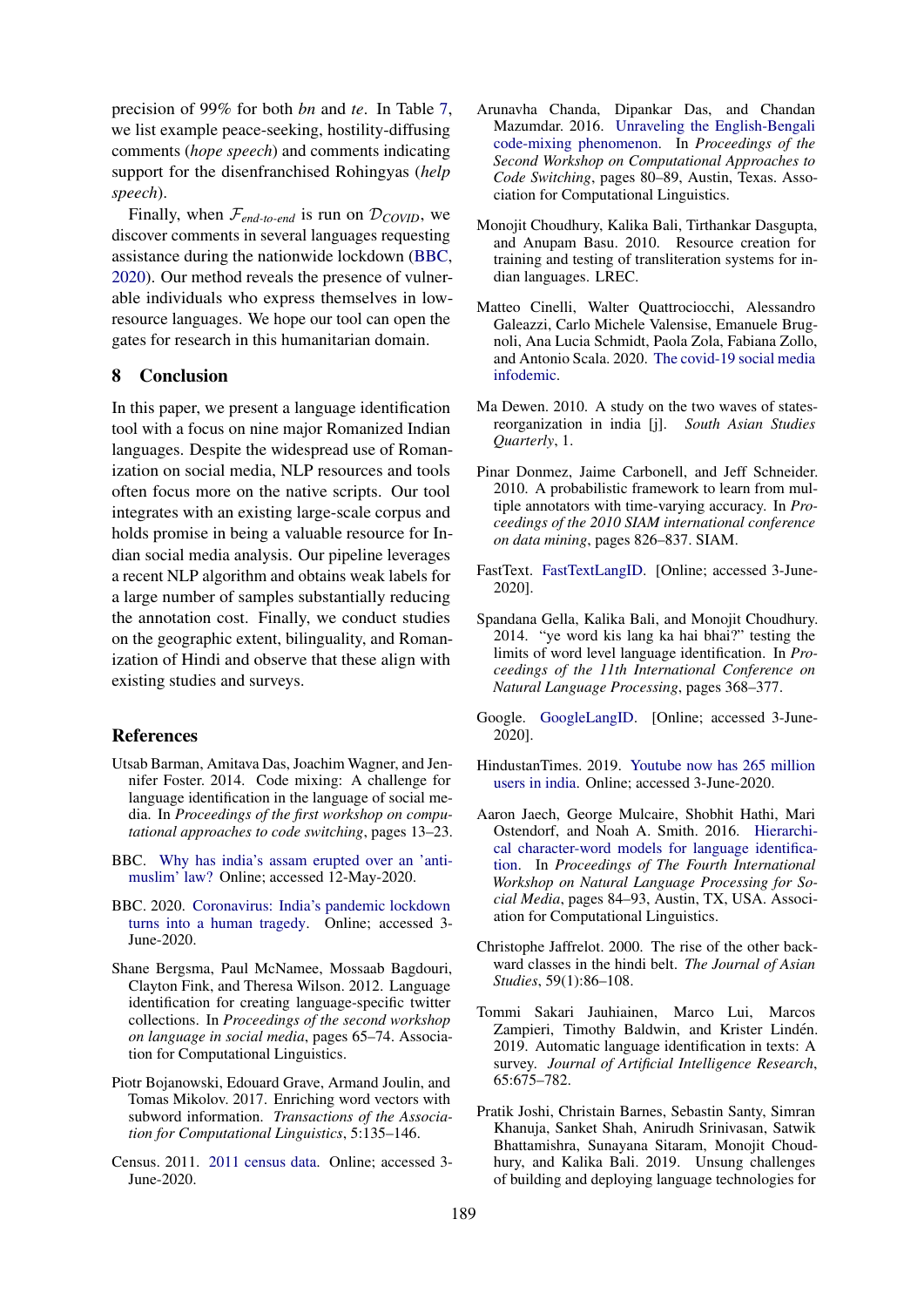precision of 99% for both *bn* and *te*. In Table 7, we list example peace-seeking, hostility-diffusing comments (*hope speech*) and comments indicating support for the disenfranchised Rohingyas (*help speech*).

Finally, when $\mathcal{F}_{\textit{end-to-end}}$ is run on $\mathcal{D}_{\textit{COVID}}$, we discover comments in several languages requesting assistance during the nationwide lockdown (BBC, 2020). Our method reveals the presence of vulnerable individuals who express themselves in low-resource languages. We hope our tool can open the gates for research in this humanitarian domain.

## 8 Conclusion

In this paper, we present a language identification tool with a focus on nine major Romanized Indian languages. Despite the widespread use of Romanization on social media, NLP resources and tools often focus more on the native scripts. Our tool integrates with an existing large-scale corpus and holds promise in being a valuable resource for Indian social media analysis. Our pipeline leverages a recent NLP algorithm and obtains weak labels for a large number of samples substantially reducing the annotation cost. Finally, we conduct studies on the geographic extent, bilinguality, and Romanization of Hindi and observe that these align with existing studies and surveys.

## References

Utsab Barman, Amitava Das, Joachim Wagner, and Jennifer Foster. 2014. Code mixing: A challenge for language identification in the language of social media. In *Proceedings of the first workshop on computational approaches to code switching*, pages 13–23.

BBC. Why has india's assam erupted over an 'anti-muslim' law? Online; accessed 12-May-2020.

BBC. 2020. Coronavirus: India's pandemic lockdown turns into a human tragedy. Online; accessed 3-June-2020.

Shane Bergsma, Paul McNamee, Mossaab Bagdouri, Clayton Fink, and Theresa Wilson. 2012. Language identification for creating language-specific twitter collections. In *Proceedings of the second workshop on language in social media*, pages 65–74. Association for Computational Linguistics.

Piotr Bojanowski, Edouard Grave, Armand Joulin, and Tomas Mikolov. 2017. Enriching word vectors with subword information. *Transactions of the Association for Computational Linguistics*, 5:135–146.

Census. 2011. 2011 census data. Online; accessed 3-June-2020.

Arunavha Chanda, Dipankar Das, and Chandan Mazumdar. 2016. Unraveling the English-Bengali code-mixing phenomenon. In *Proceedings of the Second Workshop on Computational Approaches to Code Switching*, pages 80–89, Austin, Texas. Association for Computational Linguistics.

Monojit Choudhury, Kalika Bali, Tirthankar Dasgupta, and Anupam Basu. 2010. Resource creation for training and testing of transliteration systems for indian languages. LREC.

Matteo Cinelli, Walter Quattrociocchi, Alessandro Galeazzi, Carlo Michele Valensise, Emanuele Brugnoli, Ana Lucia Schmidt, Paola Zola, Fabiana Zollo, and Antonio Scala. 2020. The covid-19 social media infodemic.

Ma Dewen. 2010. A study on the two waves of states-reorganization in india [j]. *South Asian Studies Quarterly*, 1.

Pinar Donmez, Jaime Carbonell, and Jeff Schneider. 2010. A probabilistic framework to learn from multiple annotators with time-varying accuracy. In *Proceedings of the 2010 SIAM international conference on data mining*, pages 826–837. SIAM.

FastText. FastTextLangID. [Online; accessed 3-June-2020].

Spandana Gella, Kalika Bali, and Monojit Choudhury. 2014. "ye word kis lang ka hai bhai?" testing the limits of word level language identification. In *Proceedings of the 11th International Conference on Natural Language Processing*, pages 368–377.

Google. GoogleLangID. [Online; accessed 3-June-2020].

HindustanTimes. 2019. Youtube now has 265 million users in india. Online; accessed 3-June-2020.

Aaron Jaech, George Mulcaire, Shobhit Hathi, Mari Ostendorf, and Noah A. Smith. 2016. Hierarchical character-word models for language identification. In *Proceedings of The Fourth International Workshop on Natural Language Processing for Social Media*, pages 84–93, Austin, TX, USA. Association for Computational Linguistics.

Christophe Jaffrelot. 2000. The rise of the other backward classes in the hindi belt. *The Journal of Asian Studies*, 59(1):86–108.

Tommi Sakari Jauhiainen, Marco Lui, Marcos Zampieri, Timothy Baldwin, and Krister Lindén. 2019. Automatic language identification in texts: A survey. *Journal of Artificial Intelligence Research*, 65:675–782.

Pratik Joshi, Christain Barnes, Sebastin Santy, Simran Khanuja, Sanket Shah, Anirudh Srinivasan, Satwik Bhattamishra, Sunayana Sitaram, Monojit Choudhury, and Kalika Bali. 2019. Unsung challenges of building and deploying language technologies for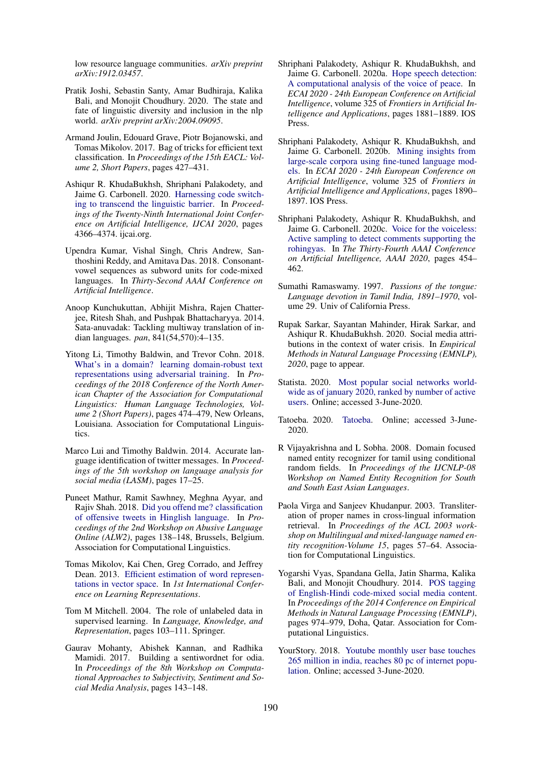low resource language communities. *arXiv preprint arXiv:1912.03457*.

Pratik Joshi, Sebastin Santy, Amar Budhiraja, Kalika Bali, and Monojit Choudhury. 2020. The state and fate of linguistic diversity and inclusion in the nlp world. *arXiv preprint arXiv:2004.09095*.

Armand Joulin, Edouard Grave, Piotr Bojanowski, and Tomas Mikolov. 2017. Bag of tricks for efficient text classification. In *Proceedings of the 15th EACL: Volume 2, Short Papers*, pages 427–431.

Ashiqur R. KhudaBukhsh, Shriphani Palakodety, and Jaime G. Carbonell. 2020. Harnessing code switching to transcend the linguistic barrier. In *Proceedings of the Twenty-Ninth International Joint Conference on Artificial Intelligence, IJCAI 2020*, pages 4366–4374. ijcai.org.

Upendra Kumar, Vishal Singh, Chris Andrew, Santhoshini Reddy, and Amitava Das. 2018. Consonant-vowel sequences as subword units for code-mixed languages. In *Thirty-Second AAAI Conference on Artificial Intelligence*.

Anoop Kunchukuttan, Abhijit Mishra, Rajen Chatterjee, Ritesh Shah, and Pushpak Bhattacharyya. 2014. Sata-anuvadak: Tackling multiway translation of indian languages. *pan*, 841(54,570):4–135.

Yitong Li, Timothy Baldwin, and Trevor Cohn. 2018. What's in a domain? learning domain-robust text representations using adversarial training. In *Proceedings of the 2018 Conference of the North American Chapter of the Association for Computational Linguistics: Human Language Technologies, Volume 2 (Short Papers)*, pages 474–479, New Orleans, Louisiana. Association for Computational Linguistics.

Marco Lui and Timothy Baldwin. 2014. Accurate language identification of twitter messages. In *Proceedings of the 5th workshop on language analysis for social media (LASM)*, pages 17–25.

Puneet Mathur, Ramit Sawhney, Meghna Ayyar, and Rajiv Shah. 2018. Did you offend me? classification of offensive tweets in Hinglish language. In *Proceedings of the 2nd Workshop on Abusive Language Online (ALW2)*, pages 138–148, Brussels, Belgium. Association for Computational Linguistics.

Tomas Mikolov, Kai Chen, Greg Corrado, and Jeffrey Dean. 2013. Efficient estimation of word representations in vector space. In *1st International Conference on Learning Representations*.

Tom M Mitchell. 2004. The role of unlabeled data in supervised learning. In *Language, Knowledge, and Representation*, pages 103–111. Springer.

Gaurav Mohanty, Abishek Kannan, and Radhika Mamidi. 2017. Building a sentiwordnet for odia. In *Proceedings of the 8th Workshop on Computational Approaches to Subjectivity, Sentiment and Social Media Analysis*, pages 143–148.

Shriphani Palakodety, Ashiqur R. KhudaBukhsh, and Jaime G. Carbonell. 2020a. Hope speech detection: A computational analysis of the voice of peace. In *ECAI 2020 - 24th European Conference on Artificial Intelligence*, volume 325 of *Frontiers in Artificial Intelligence and Applications*, pages 1881–1889. IOS Press.

Shriphani Palakodety, Ashiqur R. KhudaBukhsh, and Jaime G. Carbonell. 2020b. Mining insights from large-scale corpora using fine-tuned language models. In *ECAI 2020 - 24th European Conference on Artificial Intelligence*, volume 325 of *Frontiers in Artificial Intelligence and Applications*, pages 1890–1897. IOS Press.

Shriphani Palakodety, Ashiqur R. KhudaBukhsh, and Jaime G. Carbonell. 2020c. Voice for the voiceless: Active sampling to detect comments supporting the rohingyas. In *The Thirty-Fourth AAAI Conference on Artificial Intelligence, AAAI 2020*, pages 454–462.

Sumathi Ramaswamy. 1997. *Passions of the tongue: Language devotion in Tamil India, 1891–1970*, volume 29. Univ of California Press.

Rupak Sarkar, Sayantan Mahinder, Hirak Sarkar, and Ashiqur R. KhudaBukhsh. 2020. Social media attributions in the context of water crisis. In *Empirical Methods in Natural Language Processing (EMNLP), 2020*, page to appear.

Statista. 2020. Most popular social networks worldwide as of january 2020, ranked by number of active users. Online; accessed 3-June-2020.

Tatoeba. 2020. Tatoeba. Online; accessed 3-June-2020.

R Vijayakrishna and L Sobha. 2008. Domain focused named entity recognizer for tamil using conditional random fields. In *Proceedings of the IJCNLP-08 Workshop on Named Entity Recognition for South and South East Asian Languages*.

Paola Virga and Sanjeev Khudanpur. 2003. Transliteration of proper names in cross-lingual information retrieval. In *Proceedings of the ACL 2003 workshop on Multilingual and mixed-language named entity recognition-Volume 15*, pages 57–64. Association for Computational Linguistics.

Yogarshi Vyas, Spandana Gella, Jatin Sharma, Kalika Bali, and Monojit Choudhury. 2014. POS tagging of English-Hindi code-mixed social media content. In *Proceedings of the 2014 Conference on Empirical Methods in Natural Language Processing (EMNLP)*, pages 974–979, Doha, Qatar. Association for Computational Linguistics.

YourStory. 2018. Youtube monthly user base touches 265 million in india, reaches 80 pc of internet population. Online; accessed 3-June-2020.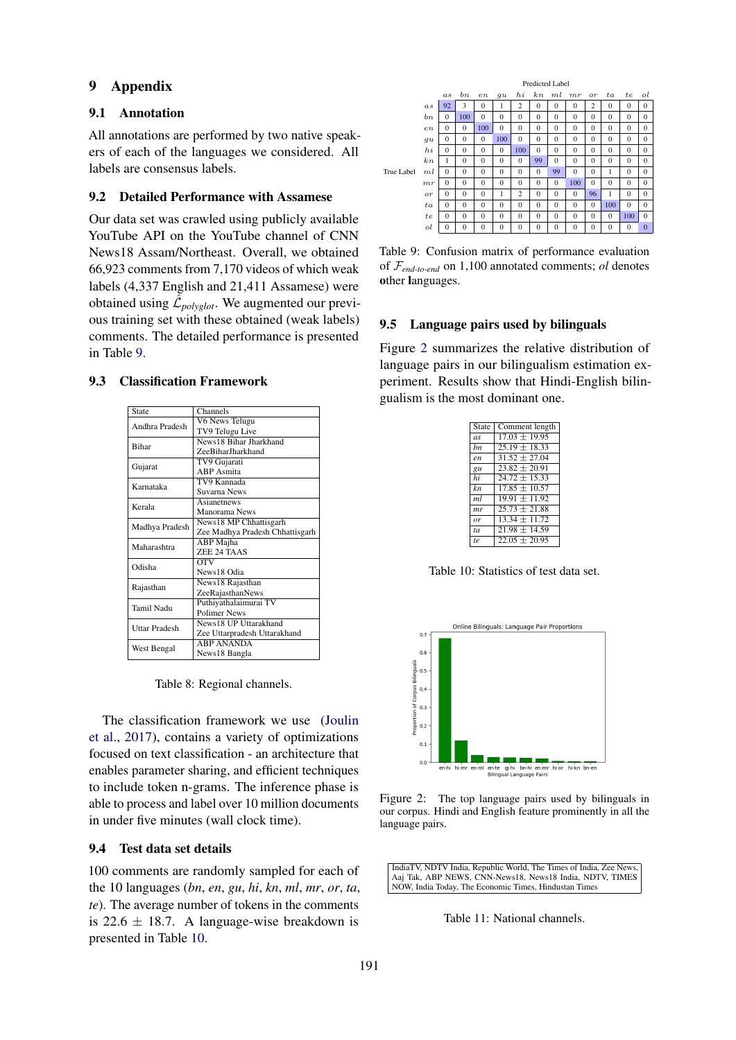# 9 Appendix

## 9.1 Annotation

All annotations are performed by two native speakers of each of the languages we considered. All labels are consensus labels.

## 9.2 Detailed Performance with Assamese

Our data set was crawled using publicly available YouTube API on the YouTube channel of CNN News18 Assam/Northeast. Overall, we obtained 66,923 comments from 7,170 videos of which weak labels (4,337 English and 21,411 Assamese) were obtained using $\hat{\mathcal{L}}_{polyglot}$. We augmented our previous training set with these obtained (weak labels) comments. The detailed performance is presented in Table 9.

## 9.3 Classification Framework

| State | Channels |
|---|---|
| Andhra Pradesh | V6 News Telugu<br>TV9 Telugu Live |
| Bihar | News18 Bihar Jharkhand<br>ZeeBiharJharkhand |
| Gujarat | TV9 Gujarati<br>ABP Asmita |
| Karnataka | TV9 Kannada<br>Suvarna News |
| Kerala | Asianetnews<br>Manorama News |
| Madhya Pradesh | News18 MP Chhattisgarh<br>Zee Madhya Pradesh Chhattisgarh |
| Maharashtra | ABP Majha<br>ZEE 24 TAAS |
| Odisha | OTV<br>News18 Odia |
| Rajasthan | News18 Rajasthan<br>ZeeRajasthanNews |
| Tamil Nadu | Puthiyathalaimurai TV<br>Polimer News |
| Uttar Pradesh | News18 UP Uttarakhand<br>Zee Uttarpradesh Uttarakhand |
| West Bengal | ABP ANANDA<br>News18 Bangla |

Table 8: Regional channels.

The classification framework we use (Joulin et al., 2017), contains a variety of optimizations focused on text classification - an architecture that enables parameter sharing, and efficient techniques to include token n-grams. The inference phase is able to process and label over 10 million documents in under five minutes (wall clock time).

## 9.4 Test data set details

100 comments are randomly sampled for each of the 10 languages (*bn*, *en*, *gu*, *hi*, *kn*, *ml*, *mr*, *or*, *ta*, *te*). The average number of tokens in the comments is 22.6 ± 18.7. A language-wise breakdown is presented in Table 10.

Predicted Label (columns) / True Label (rows)

| | *as* | *bn* | *en* | *gu* | *hi* | *kn* | *ml* | *mr* | *or* | *ta* | *te* | *ol* |
|---|---|---|---|---|---|---|---|---|---|---|---|---|
| *as* | 92 | 3 | 0 | 1 | 2 | 0 | 0 | 0 | 2 | 0 | 0 | 0 |
| *bn* | 0 | 100 | 0 | 0 | 0 | 0 | 0 | 0 | 0 | 0 | 0 | 0 |
| *en* | 0 | 0 | 100 | 0 | 0 | 0 | 0 | 0 | 0 | 0 | 0 | 0 |
| *gu* | 0 | 0 | 0 | 100 | 0 | 0 | 0 | 0 | 0 | 0 | 0 | 0 |
| *hi* | 0 | 0 | 0 | 0 | 100 | 0 | 0 | 0 | 0 | 0 | 0 | 0 |
| *kn* | 1 | 0 | 0 | 0 | 0 | 99 | 0 | 0 | 0 | 0 | 0 | 0 |
| *ml* | 0 | 0 | 0 | 0 | 0 | 0 | 99 | 0 | 0 | 1 | 0 | 0 |
| *mr* | 0 | 0 | 0 | 0 | 0 | 0 | 0 | 100 | 0 | 0 | 0 | 0 |
| *or* | 0 | 0 | 0 | 1 | 2 | 0 | 0 | 0 | 96 | 1 | 0 | 0 |
| *ta* | 0 | 0 | 0 | 0 | 0 | 0 | 0 | 0 | 0 | 100 | 0 | 0 |
| *te* | 0 | 0 | 0 | 0 | 0 | 0 | 0 | 0 | 0 | 0 | 100 | 0 |
| *ol* | 0 | 0 | 0 | 0 | 0 | 0 | 0 | 0 | 0 | 0 | 0 | 0 |

Table 9: Confusion matrix of performance evaluation of $\mathcal{F}_{end\text{-}to\text{-}end}$ on 1,100 annotated comments; *ol* denotes **o**ther **l**anguages.

## 9.5 Language pairs used by bilinguals

Figure 2 summarizes the relative distribution of language pairs in our bilingualism estimation experiment. Results show that Hindi-English bilingualism is the most dominant one.

| State | Comment length |
|---|---|
| *as* | 17.03 ± 19.95 |
| *bn* | 25.19 ± 18.33 |
| *en* | 31.52 ± 27.04 |
| *gu* | 23.82 ± 20.91 |
| *hi* | 24.72 ± 15.33 |
| *kn* | 17.85 ± 10.57 |
| *ml* | 19.91 ± 11.92 |
| *mr* | 25.73 ± 21.88 |
| *or* | 13.34 ± 11.72 |
| *ta* | 21.98 ± 14.59 |
| *te* | 22.05 ± 20.95 |

Table 10: Statistics of test data set.

Figure 2: The top language pairs used by bilinguals in our corpus. Hindi and English feature prominently in all the language pairs.

| IndiaTV, NDTV India, Republic World, The Times of India, Zee News, Aaj Tak, ABP NEWS, CNN-News18, News18 India, NDTV, TIMES NOW, India Today, The Economic Times, Hindustan Times |
|---|

Table 11: National channels.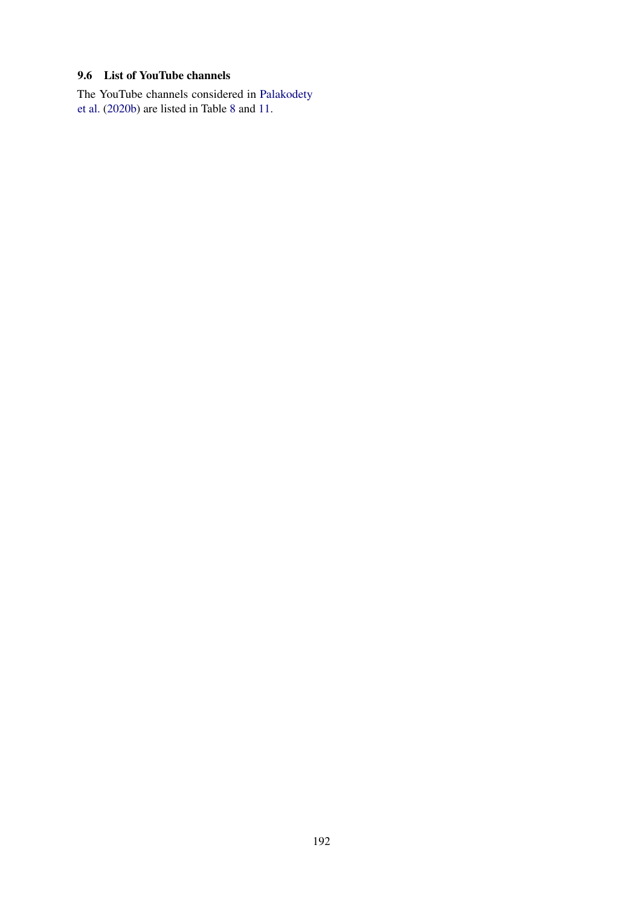### 9.6 List of YouTube channels

The YouTube channels considered in Palakodety et al. (2020b) are listed in Table 8 and 11.